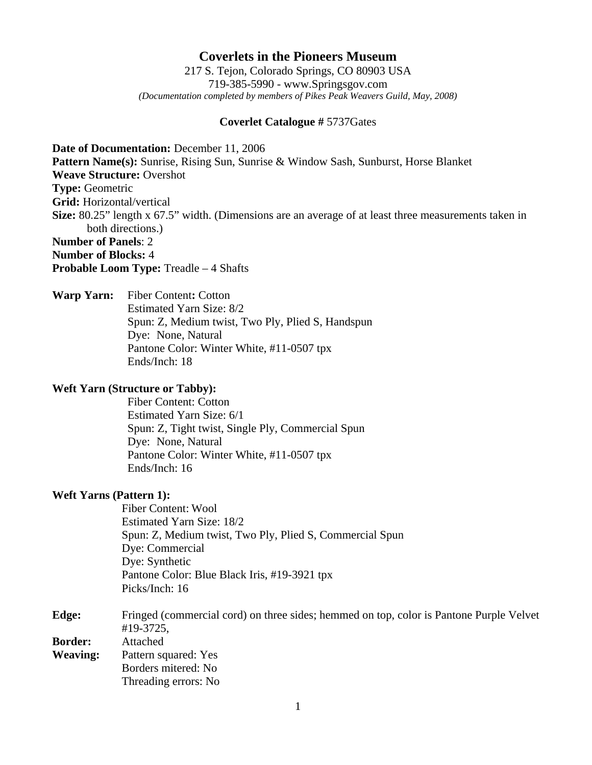# Coverlets in the Pioneers Museum

217 S. Tejon, Colorado Springs, CO 80903 USA
719-385-5990 - www.Springsgov.com
*(Documentation completed by members of Pikes Peak Weavers Guild, May, 2008)*

**Coverlet Catalogue #** 5737Gates

**Date of Documentation:** December 11, 2006
**Pattern Name(s):** Sunrise, Rising Sun, Sunrise & Window Sash, Sunburst, Horse Blanket
**Weave Structure:** Overshot
**Type:** Geometric
**Grid:** Horizontal/vertical
**Size:** 80.25" length x 67.5" width. (Dimensions are an average of at least three measurements taken in both directions.)
**Number of Panels**: 2
**Number of Blocks:** 4
**Probable Loom Type:** Treadle – 4 Shafts

**Warp Yarn:**
Fiber Content**:** Cotton
Estimated Yarn Size: 8/2
Spun: Z, Medium twist, Two Ply, Plied S, Handspun
Dye: None, Natural
Pantone Color: Winter White, #11-0507 tpx
Ends/Inch: 18

**Weft Yarn (Structure or Tabby):**
Fiber Content: Cotton
Estimated Yarn Size: 6/1
Spun: Z, Tight twist, Single Ply, Commercial Spun
Dye: None, Natural
Pantone Color: Winter White, #11-0507 tpx
Ends/Inch: 16

**Weft Yarns (Pattern 1):**
Fiber Content: Wool
Estimated Yarn Size: 18/2
Spun: Z, Medium twist, Two Ply, Plied S, Commercial Spun
Dye: Commercial
Dye: Synthetic
Pantone Color: Blue Black Iris, #19-3921 tpx
Picks/Inch: 16

**Edge:** Fringed (commercial cord) on three sides; hemmed on top, color is Pantone Purple Velvet #19-3725,
**Border:** Attached
**Weaving:** Pattern squared: Yes
Borders mitered: No
Threading errors: No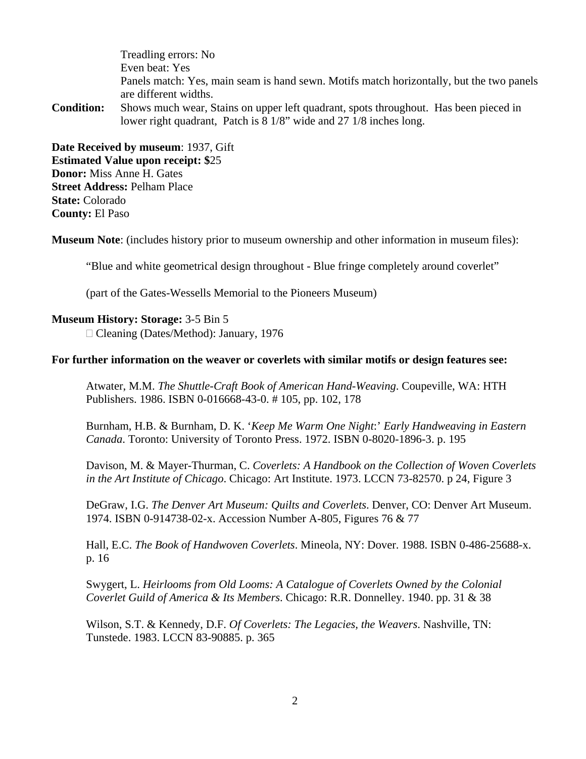Treadling errors: No
Even beat: Yes
Panels match: Yes, main seam is hand sewn. Motifs match horizontally, but the two panels are different widths.

**Condition:** Shows much wear, Stains on upper left quadrant, spots throughout. Has been pieced in lower right quadrant, Patch is 8 1/8" wide and 27 1/8 inches long.

**Date Received by museum**: 1937, Gift
**Estimated Value upon receipt: $**25
**Donor:** Miss Anne H. Gates
**Street Address:** Pelham Place
**State:** Colorado
**County:** El Paso

**Museum Note**: (includes history prior to museum ownership and other information in museum files):

"Blue and white geometrical design throughout - Blue fringe completely around coverlet"

(part of the Gates-Wessells Memorial to the Pioneers Museum)

**Museum History: Storage:** 3-5 Bin 5
 Cleaning (Dates/Method): January, 1976

**For further information on the weaver or coverlets with similar motifs or design features see:**

Atwater, M.M. *The Shuttle-Craft Book of American Hand-Weaving*. Coupeville, WA: HTH Publishers. 1986. ISBN 0-016668-43-0. # 105, pp. 102, 178

Burnham, H.B. & Burnham, D. K. '*Keep Me Warm One Night*:' *Early Handweaving in Eastern Canada*. Toronto: University of Toronto Press. 1972. ISBN 0-8020-1896-3. p. 195

Davison, M. & Mayer-Thurman, C. *Coverlets: A Handbook on the Collection of Woven Coverlets in the Art Institute of Chicago*. Chicago: Art Institute. 1973. LCCN 73-82570. p 24, Figure 3

DeGraw, I.G. *The Denver Art Museum: Quilts and Coverlets*. Denver, CO: Denver Art Museum. 1974. ISBN 0-914738-02-x. Accession Number A-805, Figures 76 & 77

Hall, E.C. *The Book of Handwoven Coverlets*. Mineola, NY: Dover. 1988. ISBN 0-486-25688-x. p. 16

Swygert, L. *Heirlooms from Old Looms: A Catalogue of Coverlets Owned by the Colonial Coverlet Guild of America & Its Members*. Chicago: R.R. Donnelley. 1940. pp. 31 & 38

Wilson, S.T. & Kennedy, D.F. *Of Coverlets: The Legacies, the Weavers*. Nashville, TN: Tunstede. 1983. LCCN 83-90885. p. 365